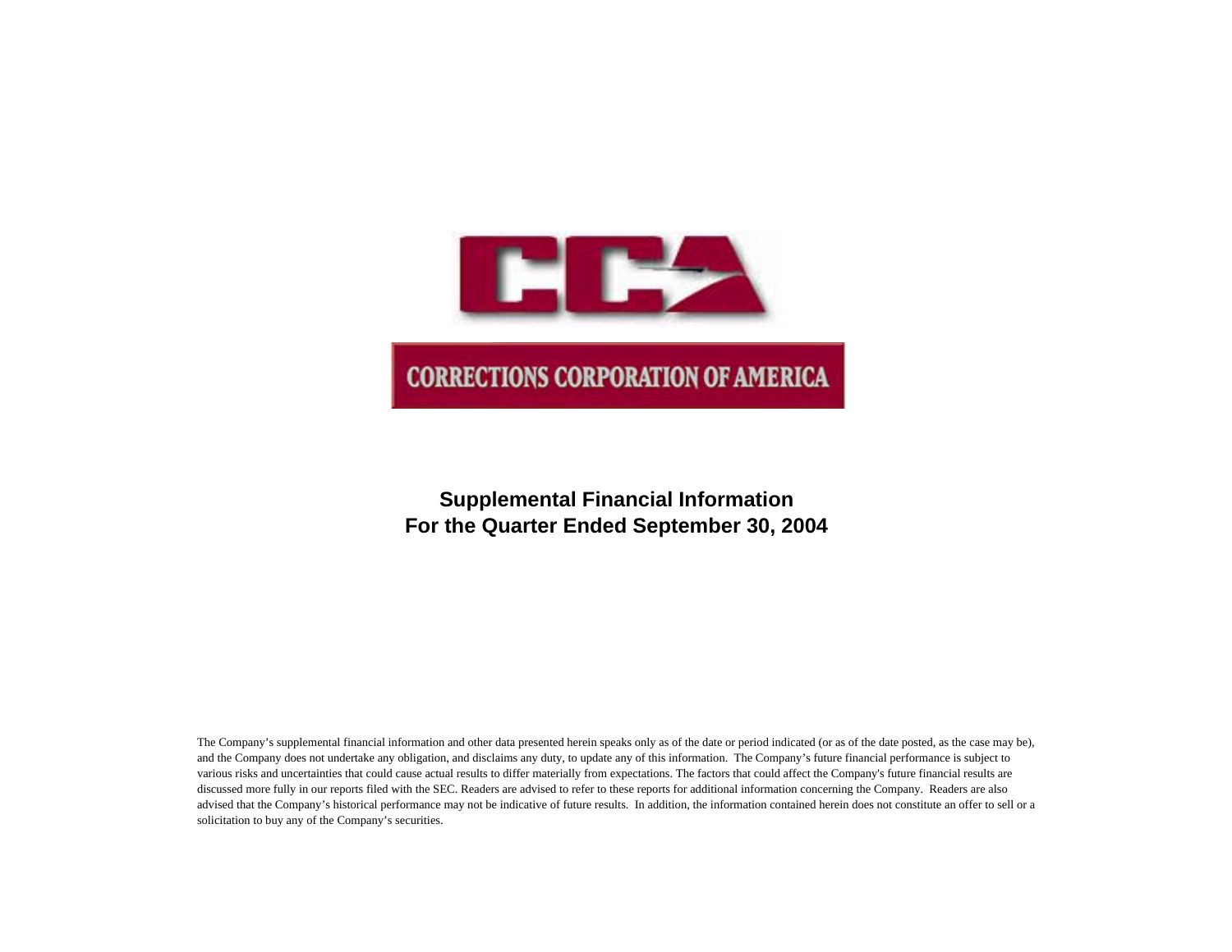CCA

CORRECTIONS CORPORATION OF AMERICA

# Supplemental Financial Information
# For the Quarter Ended September 30, 2004

The Company's supplemental financial information and other data presented herein speaks only as of the date or period indicated (or as of the date posted, as the case may be), and the Company does not undertake any obligation, and disclaims any duty, to update any of this information. The Company's future financial performance is subject to various risks and uncertainties that could cause actual results to differ materially from expectations. The factors that could affect the Company's future financial results are discussed more fully in our reports filed with the SEC. Readers are advised to refer to these reports for additional information concerning the Company. Readers are also advised that the Company's historical performance may not be indicative of future results. In addition, the information contained herein does not constitute an offer to sell or a solicitation to buy any of the Company's securities.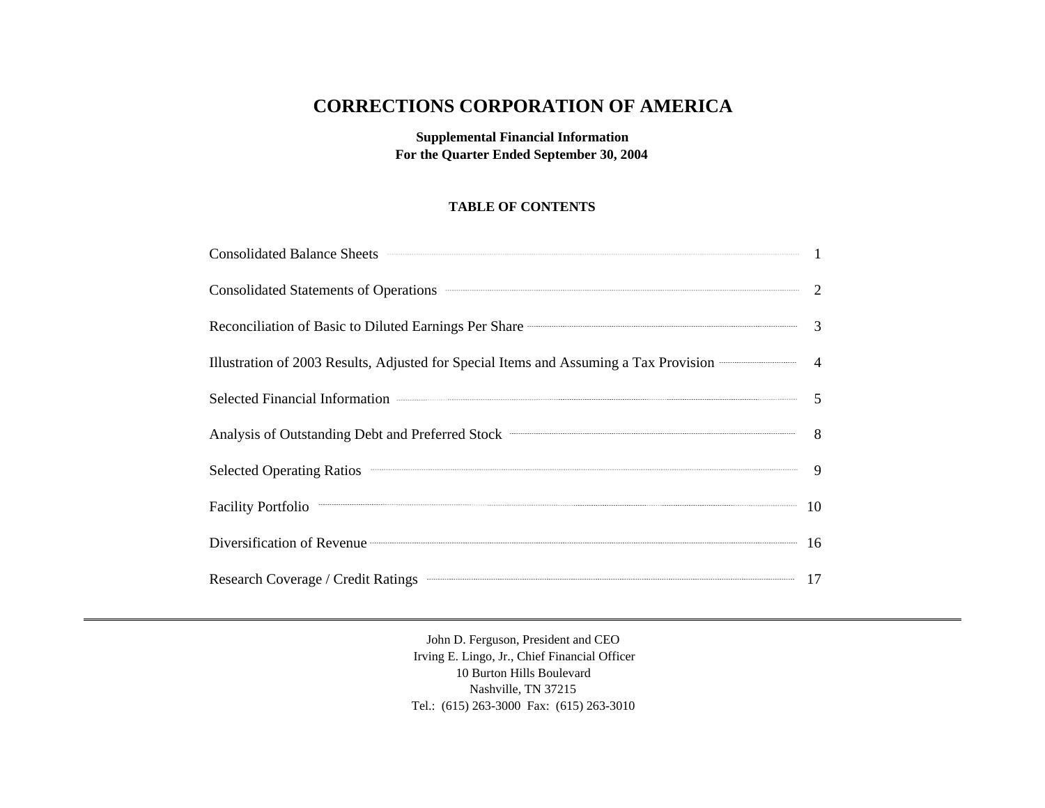# CORRECTIONS CORPORATION OF AMERICA

**Supplemental Financial Information**
**For the Quarter Ended September 30, 2004**

**TABLE OF CONTENTS**

| | |
|---|---|
| Consolidated Balance Sheets | 1 |
| Consolidated Statements of Operations | 2 |
| Reconciliation of Basic to Diluted Earnings Per Share | 3 |
| Illustration of 2003 Results, Adjusted for Special Items and Assuming a Tax Provision | 4 |
| Selected Financial Information | 5 |
| Analysis of Outstanding Debt and Preferred Stock | 8 |
| Selected Operating Ratios | 9 |
| Facility Portfolio | 10 |
| Diversification of Revenue | 16 |
| Research Coverage / Credit Ratings | 17 |

---

John D. Ferguson, President and CEO
Irving E. Lingo, Jr., Chief Financial Officer
10 Burton Hills Boulevard
Nashville, TN 37215
Tel.: (615) 263-3000 Fax: (615) 263-3010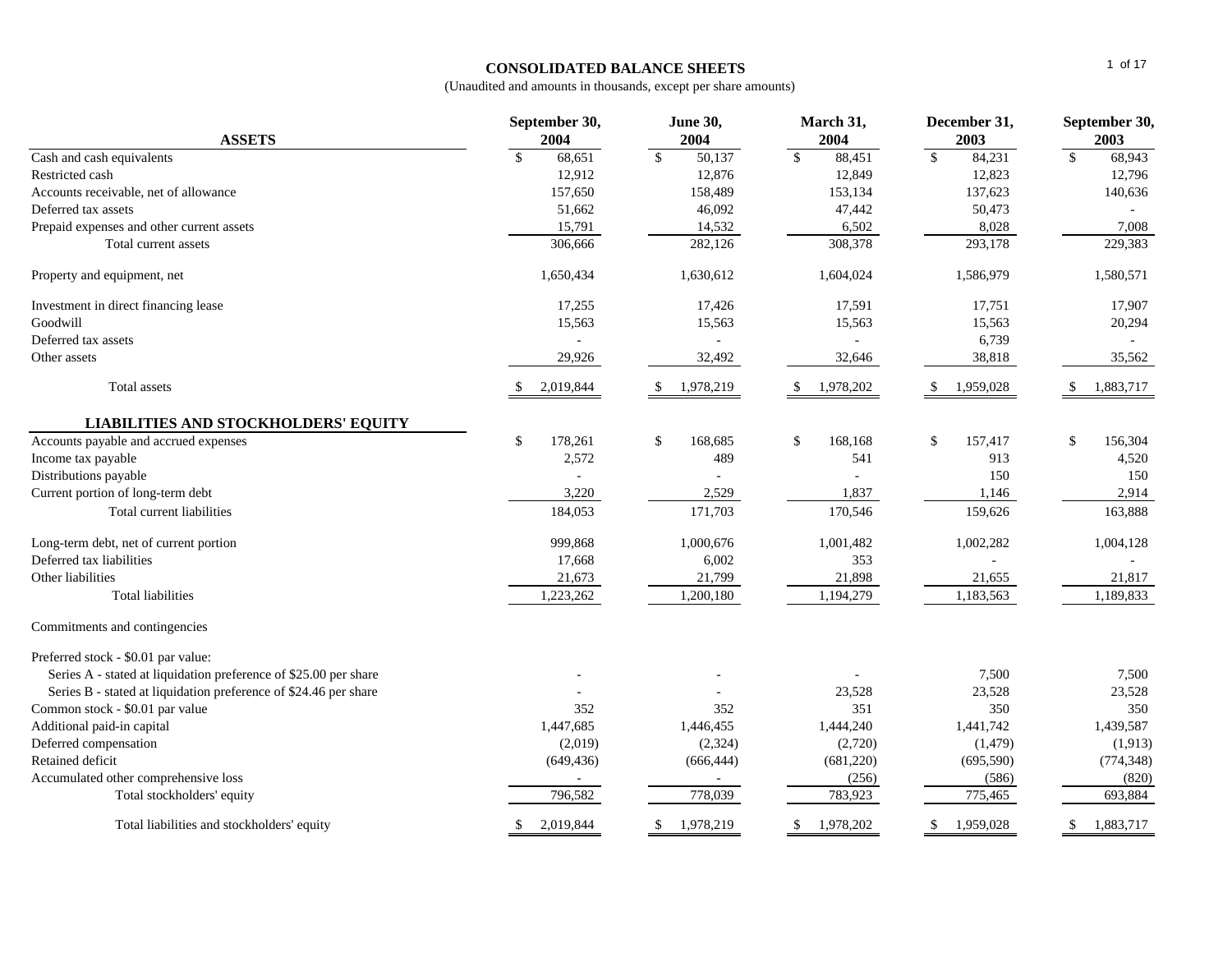# CONSOLIDATED BALANCE SHEETS

(Unaudited and amounts in thousands, except per share amounts)

| ASSETS | September 30, 2004 | June 30, 2004 | March 31, 2004 | December 31, 2003 | September 30, 2003 |
|---|---|---|---|---|---|
| Cash and cash equivalents | $ 68,651 | $ 50,137 | $ 88,451 | $ 84,231 | $ 68,943 |
| Restricted cash | 12,912 | 12,876 | 12,849 | 12,823 | 12,796 |
| Accounts receivable, net of allowance | 157,650 | 158,489 | 153,134 | 137,623 | 140,636 |
| Deferred tax assets | 51,662 | 46,092 | 47,442 | 50,473 | - |
| Prepaid expenses and other current assets | 15,791 | 14,532 | 6,502 | 8,028 | 7,008 |
| Total current assets | 306,666 | 282,126 | 308,378 | 293,178 | 229,383 |
| Property and equipment, net | 1,650,434 | 1,630,612 | 1,604,024 | 1,586,979 | 1,580,571 |
| Investment in direct financing lease | 17,255 | 17,426 | 17,591 | 17,751 | 17,907 |
| Goodwill | 15,563 | 15,563 | 15,563 | 15,563 | 20,294 |
| Deferred tax assets | - | - | - | 6,739 | - |
| Other assets | 29,926 | 32,492 | 32,646 | 38,818 | 35,562 |
| Total assets | $ 2,019,844 | $ 1,978,219 | $ 1,978,202 | $ 1,959,028 | $ 1,883,717 |
| **LIABILITIES AND STOCKHOLDERS' EQUITY** | | | | | |
| Accounts payable and accrued expenses | $ 178,261 | $ 168,685 | $ 168,168 | $ 157,417 | $ 156,304 |
| Income tax payable | 2,572 | 489 | 541 | 913 | 4,520 |
| Distributions payable | - | - | - | 150 | 150 |
| Current portion of long-term debt | 3,220 | 2,529 | 1,837 | 1,146 | 2,914 |
| Total current liabilities | 184,053 | 171,703 | 170,546 | 159,626 | 163,888 |
| Long-term debt, net of current portion | 999,868 | 1,000,676 | 1,001,482 | 1,002,282 | 1,004,128 |
| Deferred tax liabilities | 17,668 | 6,002 | 353 | - | - |
| Other liabilities | 21,673 | 21,799 | 21,898 | 21,655 | 21,817 |
| Total liabilities | 1,223,262 | 1,200,180 | 1,194,279 | 1,183,563 | 1,189,833 |
| Commitments and contingencies | | | | | |
| Preferred stock - $0.01 par value: | | | | | |
| Series A - stated at liquidation preference of $25.00 per share | - | - | - | 7,500 | 7,500 |
| Series B - stated at liquidation preference of $24.46 per share | - | - | 23,528 | 23,528 | 23,528 |
| Common stock - $0.01 par value | 352 | 352 | 351 | 350 | 350 |
| Additional paid-in capital | 1,447,685 | 1,446,455 | 1,444,240 | 1,441,742 | 1,439,587 |
| Deferred compensation | (2,019) | (2,324) | (2,720) | (1,479) | (1,913) |
| Retained deficit | (649,436) | (666,444) | (681,220) | (695,590) | (774,348) |
| Accumulated other comprehensive loss | - | - | (256) | (586) | (820) |
| Total stockholders' equity | 796,582 | 778,039 | 783,923 | 775,465 | 693,884 |
| Total liabilities and stockholders' equity | $ 2,019,844 | $ 1,978,219 | $ 1,978,202 | $ 1,959,028 | $ 1,883,717 |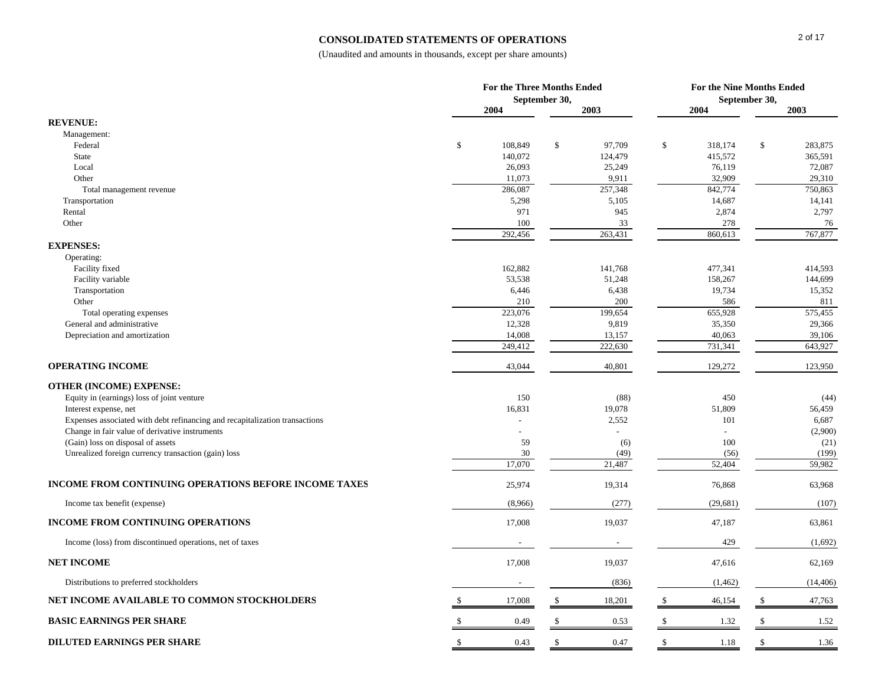# CONSOLIDATED STATEMENTS OF OPERATIONS

(Unaudited and amounts in thousands, except per share amounts)

| | For the Three Months Ended September 30, | | For the Nine Months Ended September 30, | |
|---|---|---|---|---|
| | 2004 | 2003 | 2004 | 2003 |
| **REVENUE:** | | | | |
| Management: | | | | |
| Federal | $ 108,849 | $ 97,709 | $ 318,174 | $ 283,875 |
| State | 140,072 | 124,479 | 415,572 | 365,591 |
| Local | 26,093 | 25,249 | 76,119 | 72,087 |
| Other | 11,073 | 9,911 | 32,909 | 29,310 |
| Total management revenue | 286,087 | 257,348 | 842,774 | 750,863 |
| Transportation | 5,298 | 5,105 | 14,687 | 14,141 |
| Rental | 971 | 945 | 2,874 | 2,797 |
| Other | 100 | 33 | 278 | 76 |
| | 292,456 | 263,431 | 860,613 | 767,877 |
| **EXPENSES:** | | | | |
| Operating: | | | | |
| Facility fixed | 162,882 | 141,768 | 477,341 | 414,593 |
| Facility variable | 53,538 | 51,248 | 158,267 | 144,699 |
| Transportation | 6,446 | 6,438 | 19,734 | 15,352 |
| Other | 210 | 200 | 586 | 811 |
| Total operating expenses | 223,076 | 199,654 | 655,928 | 575,455 |
| General and administrative | 12,328 | 9,819 | 35,350 | 29,366 |
| Depreciation and amortization | 14,008 | 13,157 | 40,063 | 39,106 |
| | 249,412 | 222,630 | 731,341 | 643,927 |
| **OPERATING INCOME** | 43,044 | 40,801 | 129,272 | 123,950 |
| **OTHER (INCOME) EXPENSE:** | | | | |
| Equity in (earnings) loss of joint venture | 150 | (88) | 450 | (44) |
| Interest expense, net | 16,831 | 19,078 | 51,809 | 56,459 |
| Expenses associated with debt refinancing and recapitalization transactions | - | 2,552 | 101 | 6,687 |
| Change in fair value of derivative instruments | - | - | - | (2,900) |
| (Gain) loss on disposal of assets | 59 | (6) | 100 | (21) |
| Unrealized foreign currency transaction (gain) loss | 30 | (49) | (56) | (199) |
| | 17,070 | 21,487 | 52,404 | 59,982 |
| **INCOME FROM CONTINUING OPERATIONS BEFORE INCOME TAXES** | 25,974 | 19,314 | 76,868 | 63,968 |
| Income tax benefit (expense) | (8,966) | (277) | (29,681) | (107) |
| **INCOME FROM CONTINUING OPERATIONS** | 17,008 | 19,037 | 47,187 | 63,861 |
| Income (loss) from discontinued operations, net of taxes | - | - | 429 | (1,692) |
| **NET INCOME** | 17,008 | 19,037 | 47,616 | 62,169 |
| Distributions to preferred stockholders | - | (836) | (1,462) | (14,406) |
| **NET INCOME AVAILABLE TO COMMON STOCKHOLDERS** | $ 17,008 | $ 18,201 | $ 46,154 | $ 47,763 |
| **BASIC EARNINGS PER SHARE** | $ 0.49 | $ 0.53 | $ 1.32 | $ 1.52 |
| **DILUTED EARNINGS PER SHARE** | $ 0.43 | $ 0.47 | $ 1.18 | $ 1.36 |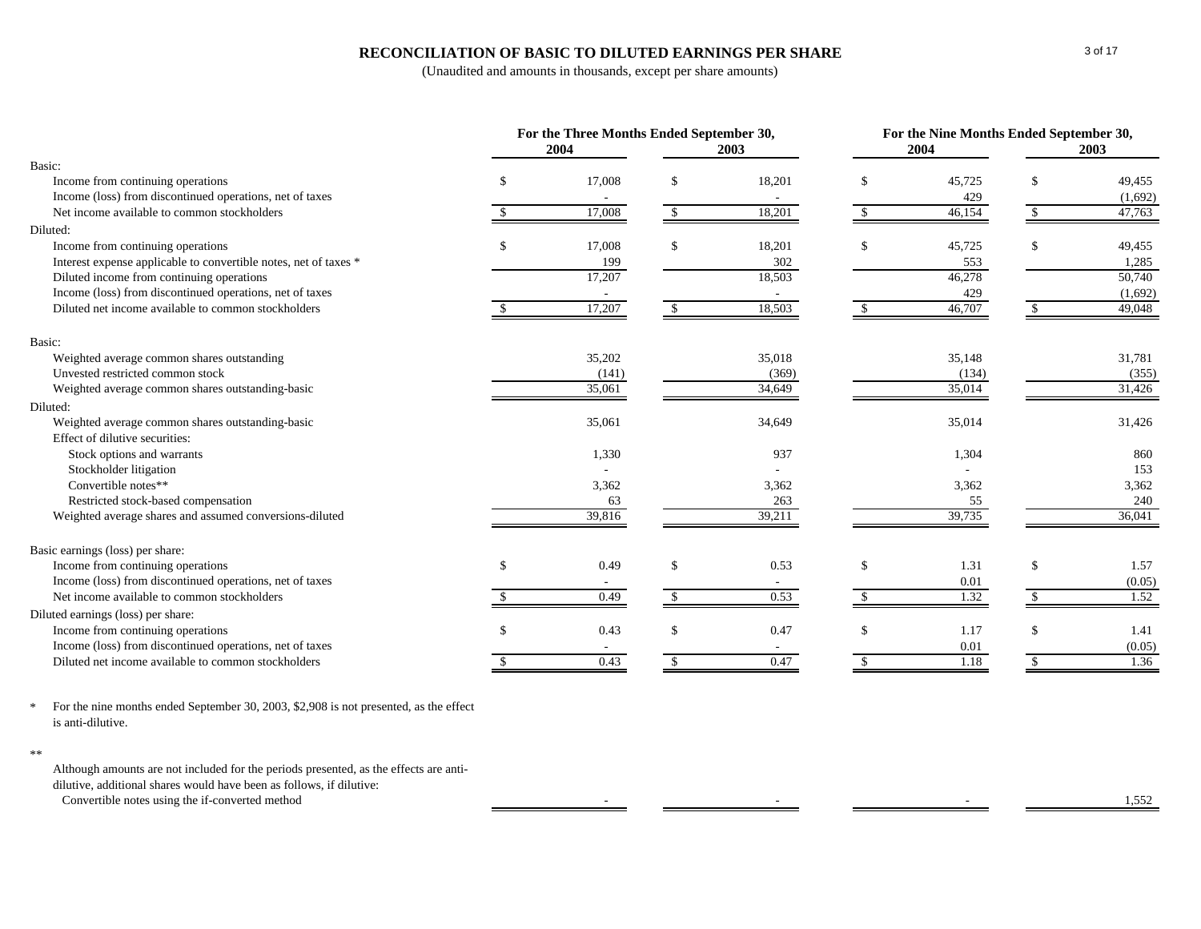# RECONCILIATION OF BASIC TO DILUTED EARNINGS PER SHARE

(Unaudited and amounts in thousands, except per share amounts)

| | For the Three Months Ended September 30, | | For the Nine Months Ended September 30, | |
|---|---|---|---|---|
| | 2004 | 2003 | 2004 | 2003 |
| **Basic:** | | | | |
| Income from continuing operations | $ 17,008 | $ 18,201 | $ 45,725 | $ 49,455 |
| Income (loss) from discontinued operations, net of taxes | - | - | 429 | (1,692) |
| Net income available to common stockholders | $ 17,008 | $ 18,201 | $ 46,154 | $ 47,763 |
| **Diluted:** | | | | |
| Income from continuing operations | $ 17,008 | $ 18,201 | $ 45,725 | $ 49,455 |
| Interest expense applicable to convertible notes, net of taxes * | 199 | 302 | 553 | 1,285 |
| Diluted income from continuing operations | 17,207 | 18,503 | 46,278 | 50,740 |
| Income (loss) from discontinued operations, net of taxes | - | - | 429 | (1,692) |
| Diluted net income available to common stockholders | $ 17,207 | $ 18,503 | $ 46,707 | $ 49,048 |
| **Basic:** | | | | |
| Weighted average common shares outstanding | 35,202 | 35,018 | 35,148 | 31,781 |
| Unvested restricted common stock | (141) | (369) | (134) | (355) |
| Weighted average common shares outstanding-basic | 35,061 | 34,649 | 35,014 | 31,426 |
| **Diluted:** | | | | |
| Weighted average common shares outstanding-basic | 35,061 | 34,649 | 35,014 | 31,426 |
| Effect of dilutive securities: | | | | |
| Stock options and warrants | 1,330 | 937 | 1,304 | 860 |
| Stockholder litigation | - | - | - | 153 |
| Convertible notes** | 3,362 | 3,362 | 3,362 | 3,362 |
| Restricted stock-based compensation | 63 | 263 | 55 | 240 |
| Weighted average shares and assumed conversions-diluted | 39,816 | 39,211 | 39,735 | 36,041 |
| **Basic earnings (loss) per share:** | | | | |
| Income from continuing operations | $ 0.49 | $ 0.53 | $ 1.31 | $ 1.57 |
| Income (loss) from discontinued operations, net of taxes | - | - | 0.01 | (0.05) |
| Net income available to common stockholders | $ 0.49 | $ 0.53 | $ 1.32 | $ 1.52 |
| **Diluted earnings (loss) per share:** | | | | |
| Income from continuing operations | $ 0.43 | $ 0.47 | $ 1.17 | $ 1.41 |
| Income (loss) from discontinued operations, net of taxes | - | - | 0.01 | (0.05) |
| Diluted net income available to common stockholders | $ 0.43 | $ 0.47 | $ 1.18 | $ 1.36 |

\* For the nine months ended September 30, 2003, $2,908 is not presented, as the effect is anti-dilutive.

\** Although amounts are not included for the periods presented, as the effects are anti-dilutive, additional shares would have been as follows, if dilutive:

| | 2004 (Three Months) | 2003 (Three Months) | 2004 (Nine Months) | 2003 (Nine Months) |
|---|---|---|---|---|
| Convertible notes using the if-converted method | - | - | - | 1,552 |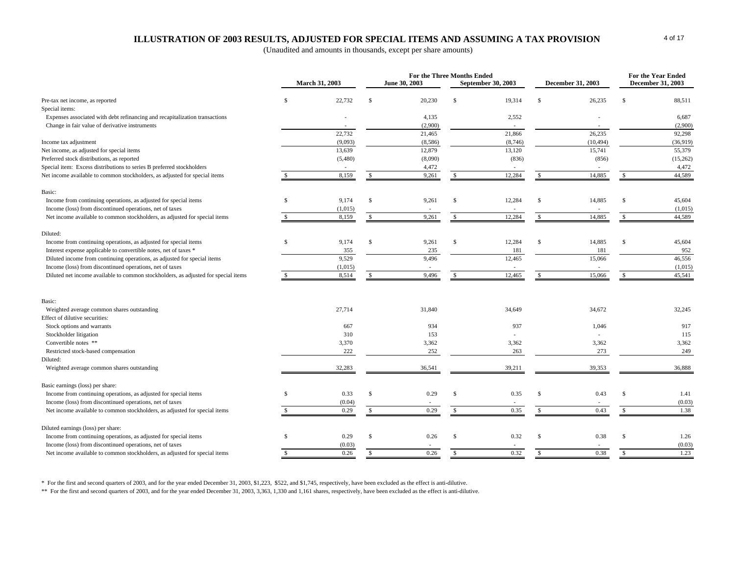# ILLUSTRATION OF 2003 RESULTS, ADJUSTED FOR SPECIAL ITEMS AND ASSUMING A TAX PROVISION

(Unaudited and amounts in thousands, except per share amounts)

| | For the Three Months Ended | | | | For the Year Ended |
|---|---|---|---|---|---|
| | March 31, 2003 | June 30, 2003 | September 30, 2003 | December 31, 2003 | December 31, 2003 |
| Pre-tax net income, as reported | $ 22,732 | $ 20,230 | $ 19,314 | $ 26,235 | $ 88,511 |
| Special items: | | | | | |
| Expenses associated with debt refinancing and recapitalization transactions | - | 4,135 | 2,552 | - | 6,687 |
| Change in fair value of derivative instruments | - | (2,900) | - | - | (2,900) |
| | 22,732 | 21,465 | 21,866 | 26,235 | 92,298 |
| Income tax adjustment | (9,093) | (8,586) | (8,746) | (10,494) | (36,919) |
| Net income, as adjusted for special items | 13,639 | 12,879 | 13,120 | 15,741 | 55,379 |
| Preferred stock distributions, as reported | (5,480) | (8,090) | (836) | (856) | (15,262) |
| Special item: Excess distributions to series B preferred stockholders | - | 4,472 | - | - | 4,472 |
| Net income available to common stockholders, as adjusted for special items | $ 8,159 | $ 9,261 | $ 12,284 | $ 14,885 | $ 44,589 |
| **Basic:** | | | | | |
| Income from continuing operations, as adjusted for special items | $ 9,174 | $ 9,261 | $ 12,284 | $ 14,885 | $ 45,604 |
| Income (loss) from discontinued operations, net of taxes | (1,015) | - | - | - | (1,015) |
| Net income available to common stockholders, as adjusted for special items | $ 8,159 | $ 9,261 | $ 12,284 | $ 14,885 | $ 44,589 |
| **Diluted:** | | | | | |
| Income from continuing operations, as adjusted for special items | $ 9,174 | $ 9,261 | $ 12,284 | $ 14,885 | $ 45,604 |
| Interest expense applicable to convertible notes, net of taxes * | 355 | 235 | 181 | 181 | 952 |
| Diluted income from continuing operations, as adjusted for special items | 9,529 | 9,496 | 12,465 | 15,066 | 46,556 |
| Income (loss) from discontinued operations, net of taxes | (1,015) | - | - | - | (1,015) |
| Diluted net income available to common stockholders, as adjusted for special items | $ 8,514 | $ 9,496 | $ 12,465 | $ 15,066 | $ 45,541 |
| **Basic:** | | | | | |
| Weighted average common shares outstanding | 27,714 | 31,840 | 34,649 | 34,672 | 32,245 |
| Effect of dilutive securities: | | | | | |
| Stock options and warrants | 667 | 934 | 937 | 1,046 | 917 |
| Stockholder litigation | 310 | 153 | - | - | 115 |
| Convertible notes ** | 3,370 | 3,362 | 3,362 | 3,362 | 3,362 |
| Restricted stock-based compensation | 222 | 252 | 263 | 273 | 249 |
| **Diluted:** | | | | | |
| Weighted average common shares outstanding | 32,283 | 36,541 | 39,211 | 39,353 | 36,888 |
| **Basic earnings (loss) per share:** | | | | | |
| Income from continuing operations, as adjusted for special items | $ 0.33 | $ 0.29 | $ 0.35 | $ 0.43 | $ 1.41 |
| Income (loss) from discontinued operations, net of taxes | (0.04) | - | - | - | (0.03) |
| Net income available to common stockholders, as adjusted for special items | $ 0.29 | $ 0.29 | $ 0.35 | $ 0.43 | $ 1.38 |
| **Diluted earnings (loss) per share:** | | | | | |
| Income from continuing operations, as adjusted for special items | $ 0.29 | $ 0.26 | $ 0.32 | $ 0.38 | $ 1.26 |
| Income (loss) from discontinued operations, net of taxes | (0.03) | - | - | - | (0.03) |
| Net income available to common stockholders, as adjusted for special items | $ 0.26 | $ 0.26 | $ 0.32 | $ 0.38 | $ 1.23 |

* For the first and second quarters of 2003, and for the year ended December 31, 2003, $1,223, $522, and $1,745, respectively, have been excluded as the effect is anti-dilutive.

** For the first and second quarters of 2003, and for the year ended December 31, 2003, 3,363, 1,330 and 1,161 shares, respectively, have been excluded as the effect is anti-dilutive.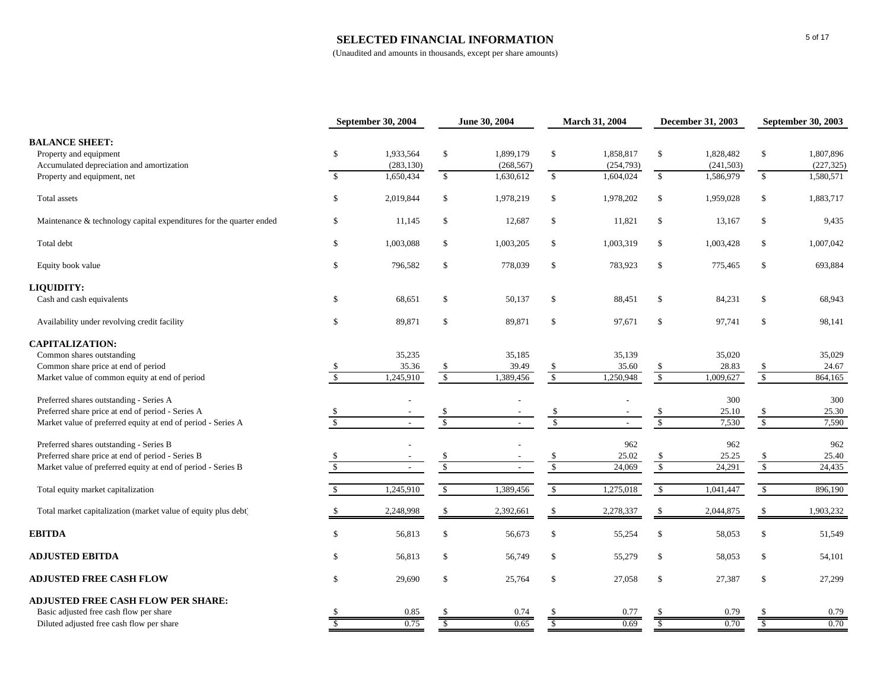# SELECTED FINANCIAL INFORMATION

(Unaudited and amounts in thousands, except per share amounts)

| | September 30, 2004 | June 30, 2004 | March 31, 2004 | December 31, 2003 | September 30, 2003 |
|---|---|---|---|---|---|
| **BALANCE SHEET:** | | | | | |
| Property and equipment | $ 1,933,564 | $ 1,899,179 | $ 1,858,817 | $ 1,828,482 | $ 1,807,896 |
| Accumulated depreciation and amortization | (283,130) | (268,567) | (254,793) | (241,503) | (227,325) |
| Property and equipment, net | $ 1,650,434 | $ 1,630,612 | $ 1,604,024 | $ 1,586,979 | $ 1,580,571 |
| Total assets | $ 2,019,844 | $ 1,978,219 | $ 1,978,202 | $ 1,959,028 | $ 1,883,717 |
| Maintenance & technology capital expenditures for the quarter ended | $ 11,145 | $ 12,687 | $ 11,821 | $ 13,167 | $ 9,435 |
| Total debt | $ 1,003,088 | $ 1,003,205 | $ 1,003,319 | $ 1,003,428 | $ 1,007,042 |
| Equity book value | $ 796,582 | $ 778,039 | $ 783,923 | $ 775,465 | $ 693,884 |
| **LIQUIDITY:** | | | | | |
| Cash and cash equivalents | $ 68,651 | $ 50,137 | $ 88,451 | $ 84,231 | $ 68,943 |
| Availability under revolving credit facility | $ 89,871 | $ 89,871 | $ 97,671 | $ 97,741 | $ 98,141 |
| **CAPITALIZATION:** | | | | | |
| Common shares outstanding | 35,235 | 35,185 | 35,139 | 35,020 | 35,029 |
| Common share price at end of period | $ 35.36 | $ 39.49 | $ 35.60 | $ 28.83 | $ 24.67 |
| Market value of common equity at end of period | $ 1,245,910 | $ 1,389,456 | $ 1,250,948 | $ 1,009,627 | $ 864,165 |
| Preferred shares outstanding - Series A | - | - | - | 300 | 300 |
| Preferred share price at end of period - Series A | $ - | $ - | $ - | $ 25.10 | $ 25.30 |
| Market value of preferred equity at end of period - Series A | $ - | $ - | $ - | $ 7,530 | $ 7,590 |
| Preferred shares outstanding - Series B | - | - | 962 | 962 | 962 |
| Preferred share price at end of period - Series B | $ - | $ - | $ 25.02 | $ 25.25 | $ 25.40 |
| Market value of preferred equity at end of period - Series B | $ - | $ - | $ 24,069 | $ 24,291 | $ 24,435 |
| Total equity market capitalization | $ 1,245,910 | $ 1,389,456 | $ 1,275,018 | $ 1,041,447 | $ 896,190 |
| Total market capitalization (market value of equity plus debt) | $ 2,248,998 | $ 2,392,661 | $ 2,278,337 | $ 2,044,875 | $ 1,903,232 |
| **EBITDA** | $ 56,813 | $ 56,673 | $ 55,254 | $ 58,053 | $ 51,549 |
| **ADJUSTED EBITDA** | $ 56,813 | $ 56,749 | $ 55,279 | $ 58,053 | $ 54,101 |
| **ADJUSTED FREE CASH FLOW** | $ 29,690 | $ 25,764 | $ 27,058 | $ 27,387 | $ 27,299 |
| **ADJUSTED FREE CASH FLOW PER SHARE:** | | | | | |
| Basic adjusted free cash flow per share | $ 0.85 | $ 0.74 | $ 0.77 | $ 0.79 | $ 0.79 |
| Diluted adjusted free cash flow per share | $ 0.75 | $ 0.65 | $ 0.69 | $ 0.70 | $ 0.70 |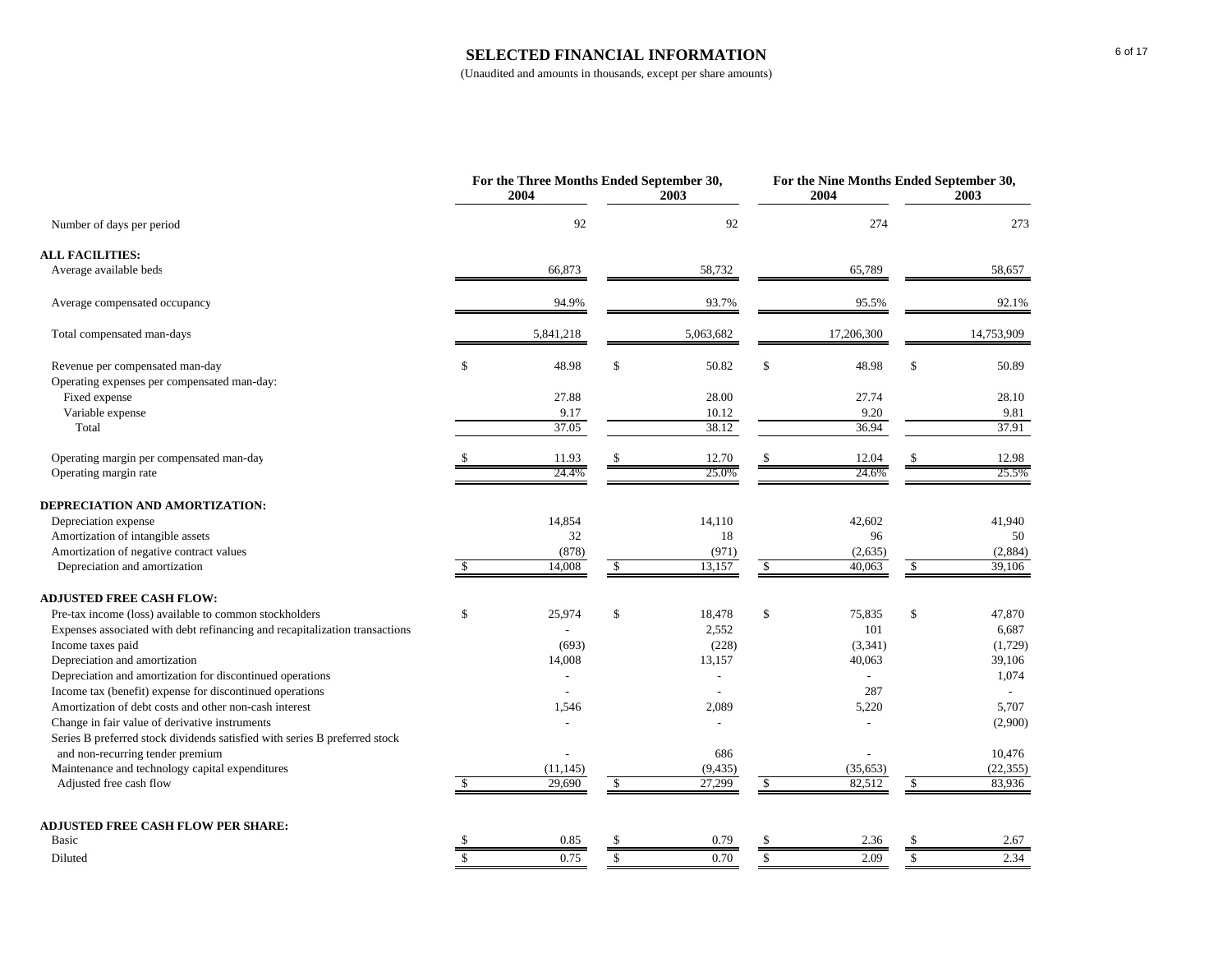# SELECTED FINANCIAL INFORMATION

(Unaudited and amounts in thousands, except per share amounts)

| | For the Three Months Ended September 30, | | For the Nine Months Ended September 30, | |
|---|---|---|---|---|
| | 2004 | 2003 | 2004 | 2003 |
| Number of days per period | 92 | 92 | 274 | 273 |
| **ALL FACILITIES:** | | | | |
| Average available beds | 66,873 | 58,732 | 65,789 | 58,657 |
| Average compensated occupancy | 94.9% | 93.7% | 95.5% | 92.1% |
| Total compensated man-days | 5,841,218 | 5,063,682 | 17,206,300 | 14,753,909 |
| Revenue per compensated man-day | $ 48.98 | $ 50.82 | $ 48.98 | $ 50.89 |
| Operating expenses per compensated man-day: | | | | |
| Fixed expense | 27.88 | 28.00 | 27.74 | 28.10 |
| Variable expense | 9.17 | 10.12 | 9.20 | 9.81 |
| Total | 37.05 | 38.12 | 36.94 | 37.91 |
| Operating margin per compensated man-day | $ 11.93 | $ 12.70 | $ 12.04 | $ 12.98 |
| Operating margin rate | 24.4% | 25.0% | 24.6% | 25.5% |
| **DEPRECIATION AND AMORTIZATION:** | | | | |
| Depreciation expense | 14,854 | 14,110 | 42,602 | 41,940 |
| Amortization of intangible assets | 32 | 18 | 96 | 50 |
| Amortization of negative contract values | (878) | (971) | (2,635) | (2,884) |
| Depreciation and amortization | $ 14,008 | $ 13,157 | $ 40,063 | $ 39,106 |
| **ADJUSTED FREE CASH FLOW:** | | | | |
| Pre-tax income (loss) available to common stockholders | $ 25,974 | $ 18,478 | $ 75,835 | $ 47,870 |
| Expenses associated with debt refinancing and recapitalization transactions | - | 2,552 | 101 | 6,687 |
| Income taxes paid | (693) | (228) | (3,341) | (1,729) |
| Depreciation and amortization | 14,008 | 13,157 | 40,063 | 39,106 |
| Depreciation and amortization for discontinued operations | - | - | - | 1,074 |
| Income tax (benefit) expense for discontinued operations | - | - | 287 | - |
| Amortization of debt costs and other non-cash interest | 1,546 | 2,089 | 5,220 | 5,707 |
| Change in fair value of derivative instruments | - | - | - | (2,900) |
| Series B preferred stock dividends satisfied with series B preferred stock and non-recurring tender premium | - | 686 | - | 10,476 |
| Maintenance and technology capital expenditures | (11,145) | (9,435) | (35,653) | (22,355) |
| Adjusted free cash flow | $ 29,690 | $ 27,299 | $ 82,512 | $ 83,936 |
| **ADJUSTED FREE CASH FLOW PER SHARE:** | | | | |
| Basic | $ 0.85 | $ 0.79 | $ 2.36 | $ 2.67 |
| Diluted | $ 0.75 | $ 0.70 | $ 2.09 | $ 2.34 |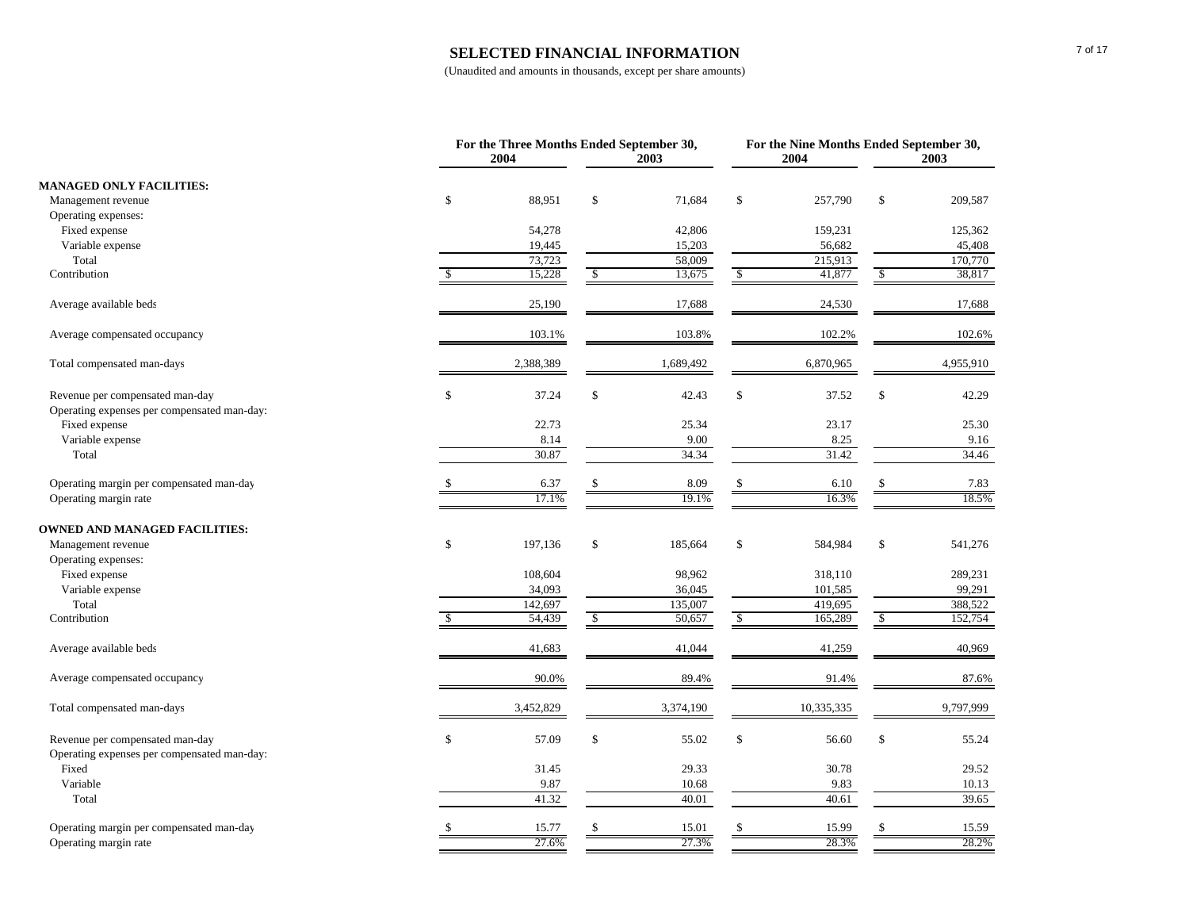# SELECTED FINANCIAL INFORMATION

(Unaudited and amounts in thousands, except per share amounts)

| | For the Three Months Ended September 30, | | For the Nine Months Ended September 30, | |
|---|---|---|---|---|
| | 2004 | 2003 | 2004 | 2003 |
| **MANAGED ONLY FACILITIES:** | | | | |
| Management revenue | $ 88,951 | $ 71,684 | $ 257,790 | $ 209,587 |
| Operating expenses: | | | | |
| Fixed expense | 54,278 | 42,806 | 159,231 | 125,362 |
| Variable expense | 19,445 | 15,203 | 56,682 | 45,408 |
| Total | 73,723 | 58,009 | 215,913 | 170,770 |
| Contribution | $ 15,228 | $ 13,675 | $ 41,877 | $ 38,817 |
| Average available beds | 25,190 | 17,688 | 24,530 | 17,688 |
| Average compensated occupancy | 103.1% | 103.8% | 102.2% | 102.6% |
| Total compensated man-days | 2,388,389 | 1,689,492 | 6,870,965 | 4,955,910 |
| Revenue per compensated man-day | $ 37.24 | $ 42.43 | $ 37.52 | $ 42.29 |
| Operating expenses per compensated man-day: | | | | |
| Fixed expense | 22.73 | 25.34 | 23.17 | 25.30 |
| Variable expense | 8.14 | 9.00 | 8.25 | 9.16 |
| Total | 30.87 | 34.34 | 31.42 | 34.46 |
| Operating margin per compensated man-day | $ 6.37 | $ 8.09 | $ 6.10 | $ 7.83 |
| Operating margin rate | 17.1% | 19.1% | 16.3% | 18.5% |
| **OWNED AND MANAGED FACILITIES:** | | | | |
| Management revenue | $ 197,136 | $ 185,664 | $ 584,984 | $ 541,276 |
| Operating expenses: | | | | |
| Fixed expense | 108,604 | 98,962 | 318,110 | 289,231 |
| Variable expense | 34,093 | 36,045 | 101,585 | 99,291 |
| Total | 142,697 | 135,007 | 419,695 | 388,522 |
| Contribution | $ 54,439 | $ 50,657 | $ 165,289 | $ 152,754 |
| Average available beds | 41,683 | 41,044 | 41,259 | 40,969 |
| Average compensated occupancy | 90.0% | 89.4% | 91.4% | 87.6% |
| Total compensated man-days | 3,452,829 | 3,374,190 | 10,335,335 | 9,797,999 |
| Revenue per compensated man-day | $ 57.09 | $ 55.02 | $ 56.60 | $ 55.24 |
| Operating expenses per compensated man-day: | | | | |
| Fixed | 31.45 | 29.33 | 30.78 | 29.52 |
| Variable | 9.87 | 10.68 | 9.83 | 10.13 |
| Total | 41.32 | 40.01 | 40.61 | 39.65 |
| Operating margin per compensated man-day | $ 15.77 | $ 15.01 | $ 15.99 | $ 15.59 |
| Operating margin rate | 27.6% | 27.3% | 28.3% | 28.2% |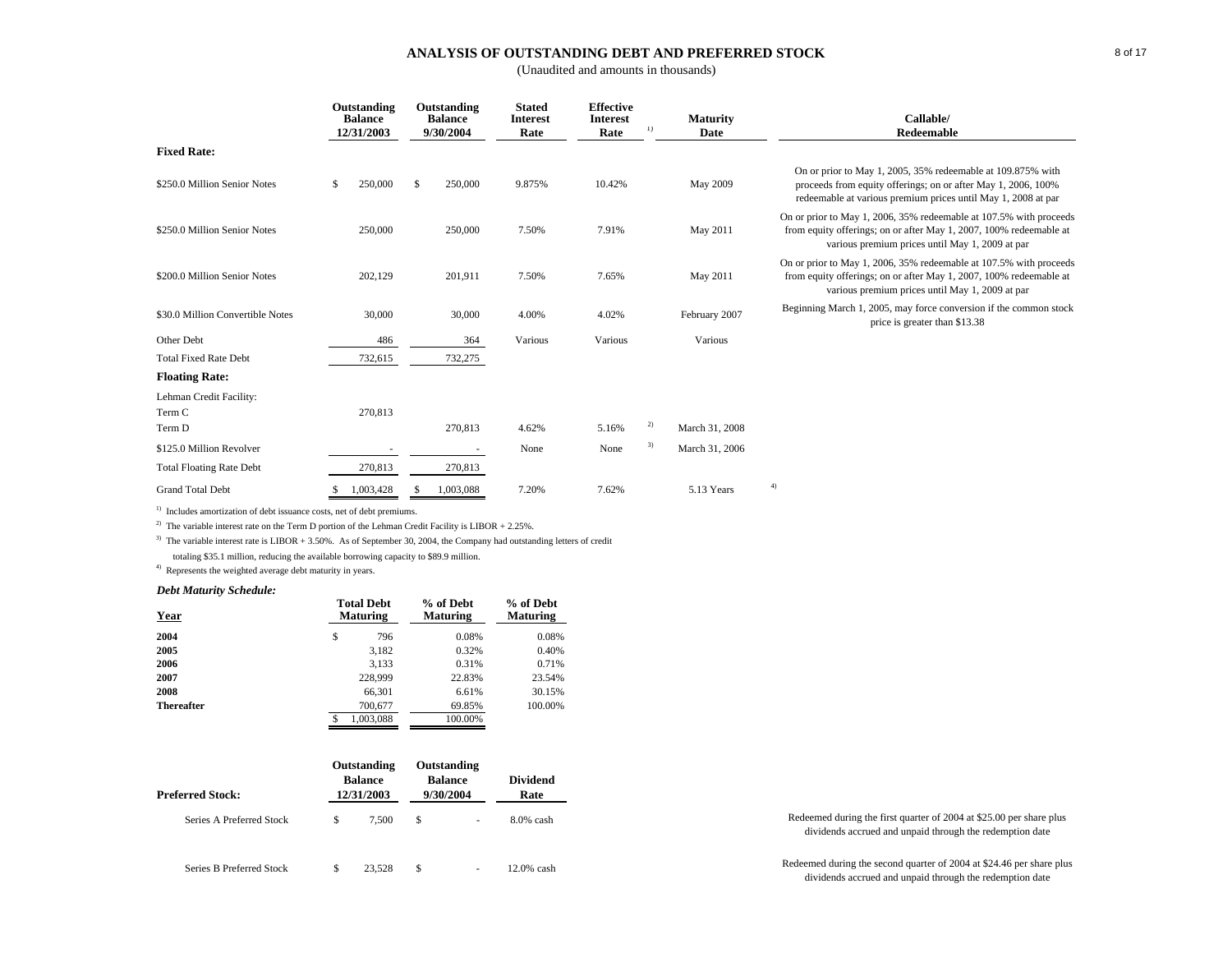# ANALYSIS OF OUTSTANDING DEBT AND PREFERRED STOCK

(Unaudited and amounts in thousands)

| | Outstanding Balance 12/31/2003 | Outstanding Balance 9/30/2004 | Stated Interest Rate | Effective Interest Rate [1] | Maturity Date | Callable/ Redeemable |
|---|---|---|---|---|---|---|
| **Fixed Rate:** | | | | | | |
| $250.0 Million Senior Notes | $ 250,000 | $ 250,000 | 9.875% | 10.42% | May 2009 | On or prior to May 1, 2005, 35% redeemable at 109.875% with proceeds from equity offerings; on or after May 1, 2006, 100% redeemable at various premium prices until May 1, 2008 at par |
| $250.0 Million Senior Notes | 250,000 | 250,000 | 7.50% | 7.91% | May 2011 | On or prior to May 1, 2006, 35% redeemable at 107.5% with proceeds from equity offerings; on or after May 1, 2007, 100% redeemable at various premium prices until May 1, 2009 at par |
| $200.0 Million Senior Notes | 202,129 | 201,911 | 7.50% | 7.65% | May 2011 | On or prior to May 1, 2006, 35% redeemable at 107.5% with proceeds from equity offerings; on or after May 1, 2007, 100% redeemable at various premium prices until May 1, 2009 at par |
| $30.0 Million Convertible Notes | 30,000 | 30,000 | 4.00% | 4.02% | February 2007 | Beginning March 1, 2005, may force conversion if the common stock price is greater than $13.38 |
| Other Debt | 486 | 364 | Various | Various | Various | |
| Total Fixed Rate Debt | 732,615 | 732,275 | | | | |
| **Floating Rate:** | | | | | | |
| Lehman Credit Facility: | | | | | | |
| Term C | 270,813 | | | | | |
| Term D | | 270,813 | 4.62% | 5.16% [2] | March 31, 2008 | |
| $125.0 Million Revolver | - | - | None | None [3] | March 31, 2006 | |
| Total Floating Rate Debt | 270,813 | 270,813 | | | | |
| Grand Total Debt | $ 1,003,428 | $ 1,003,088 | 7.20% | 7.62% | 5.13 Years [4] | |

[1] Includes amortization of debt issuance costs, net of debt premiums.

[2] The variable interest rate on the Term D portion of the Lehman Credit Facility is LIBOR + 2.25%.

[3] The variable interest rate is LIBOR + 3.50%. As of September 30, 2004, the Company had outstanding letters of credit totaling $35.1 million, reducing the available borrowing capacity to $89.9 million.

[4] Represents the weighted average debt maturity in years.

***Debt Maturity Schedule:***

| Year | Total Debt Maturing | % of Debt Maturing | % of Debt Maturing |
|---|---|---|---|
| **2004** | $ 796 | 0.08% | 0.08% |
| **2005** | 3,182 | 0.32% | 0.40% |
| **2006** | 3,133 | 0.31% | 0.71% |
| **2007** | 228,999 | 22.83% | 23.54% |
| **2008** | 66,301 | 6.61% | 30.15% |
| **Thereafter** | 700,677 | 69.85% | 100.00% |
| | $ 1,003,088 | 100.00% | |

| Preferred Stock: | Outstanding Balance 12/31/2003 | Outstanding Balance 9/30/2004 | Dividend Rate | |
|---|---|---|---|---|
| Series A Preferred Stock | $ 7,500 | $ - | 8.0% cash | Redeemed during the first quarter of 2004 at $25.00 per share plus dividends accrued and unpaid through the redemption date |
| Series B Preferred Stock | $ 23,528 | $ - | 12.0% cash | Redeemed during the second quarter of 2004 at $24.46 per share plus dividends accrued and unpaid through the redemption date |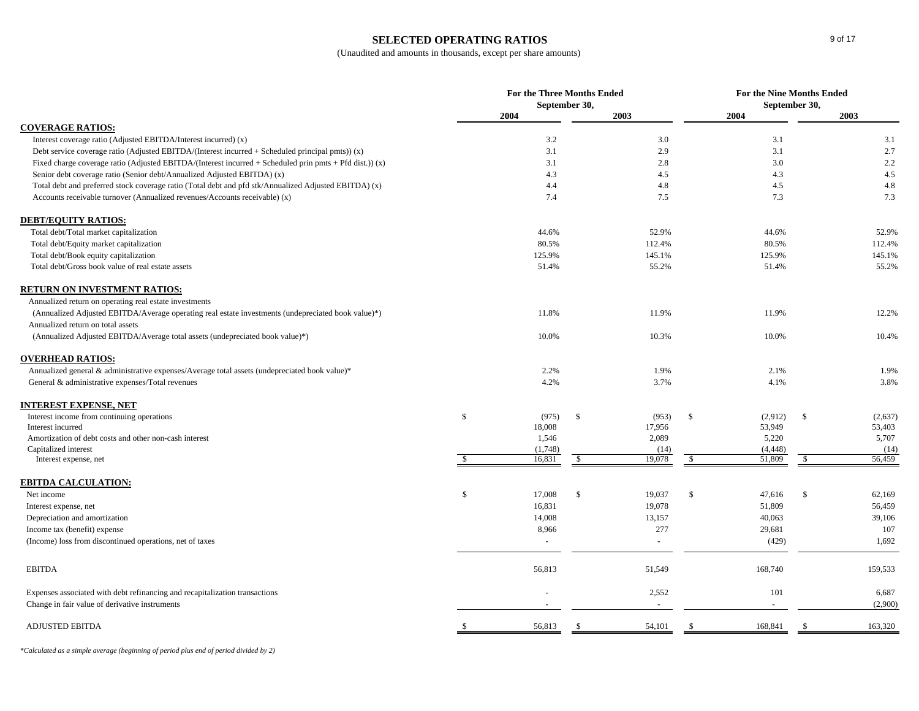# SELECTED OPERATING RATIOS

(Unaudited and amounts in thousands, except per share amounts)

| | For the Three Months Ended September 30, | | For the Nine Months Ended September 30, | |
|---|---|---|---|---|
| | 2004 | 2003 | 2004 | 2003 |
| **COVERAGE RATIOS:** | | | | |
| Interest coverage ratio (Adjusted EBITDA/Interest incurred) (x) | 3.2 | 3.0 | 3.1 | 3.1 |
| Debt service coverage ratio (Adjusted EBITDA/(Interest incurred + Scheduled principal pmts)) (x) | 3.1 | 2.9 | 3.1 | 2.7 |
| Fixed charge coverage ratio (Adjusted EBITDA/(Interest incurred + Scheduled prin pmts + Pfd dist.)) (x) | 3.1 | 2.8 | 3.0 | 2.2 |
| Senior debt coverage ratio (Senior debt/Annualized Adjusted EBITDA) (x) | 4.3 | 4.5 | 4.3 | 4.5 |
| Total debt and preferred stock coverage ratio (Total debt and pfd stk/Annualized Adjusted EBITDA) (x) | 4.4 | 4.8 | 4.5 | 4.8 |
| Accounts receivable turnover (Annualized revenues/Accounts receivable) (x) | 7.4 | 7.5 | 7.3 | 7.3 |
| **DEBT/EQUITY RATIOS:** | | | | |
| Total debt/Total market capitalization | 44.6% | 52.9% | 44.6% | 52.9% |
| Total debt/Equity market capitalization | 80.5% | 112.4% | 80.5% | 112.4% |
| Total debt/Book equity capitalization | 125.9% | 145.1% | 125.9% | 145.1% |
| Total debt/Gross book value of real estate assets | 51.4% | 55.2% | 51.4% | 55.2% |
| **RETURN ON INVESTMENT RATIOS:** | | | | |
| Annualized return on operating real estate investments (Annualized Adjusted EBITDA/Average operating real estate investments (undepreciated book value)*) | 11.8% | 11.9% | 11.9% | 12.2% |
| Annualized return on total assets (Annualized Adjusted EBITDA/Average total assets (undepreciated book value)*) | 10.0% | 10.3% | 10.0% | 10.4% |
| **OVERHEAD RATIOS:** | | | | |
| Annualized general & administrative expenses/Average total assets (undepreciated book value)* | 2.2% | 1.9% | 2.1% | 1.9% |
| General & administrative expenses/Total revenues | 4.2% | 3.7% | 4.1% | 3.8% |
| **INTEREST EXPENSE, NET** | | | | |
| Interest income from continuing operations | $ (975) | $ (953) | $ (2,912) | $ (2,637) |
| Interest incurred | 18,008 | 17,956 | 53,949 | 53,403 |
| Amortization of debt costs and other non-cash interest | 1,546 | 2,089 | 5,220 | 5,707 |
| Capitalized interest | (1,748) | (14) | (4,448) | (14) |
| Interest expense, net | $ 16,831 | $ 19,078 | $ 51,809 | $ 56,459 |
| **EBITDA CALCULATION:** | | | | |
| Net income | $ 17,008 | $ 19,037 | $ 47,616 | $ 62,169 |
| Interest expense, net | 16,831 | 19,078 | 51,809 | 56,459 |
| Depreciation and amortization | 14,008 | 13,157 | 40,063 | 39,106 |
| Income tax (benefit) expense | 8,966 | 277 | 29,681 | 107 |
| (Income) loss from discontinued operations, net of taxes | - | - | (429) | 1,692 |
| EBITDA | 56,813 | 51,549 | 168,740 | 159,533 |
| Expenses associated with debt refinancing and recapitalization transactions | - | 2,552 | 101 | 6,687 |
| Change in fair value of derivative instruments | - | - | - | (2,900) |
| ADJUSTED EBITDA | $ 56,813 | $ 54,101 | $ 168,841 | $ 163,320 |

*\*Calculated as a simple average (beginning of period plus end of period divided by 2)*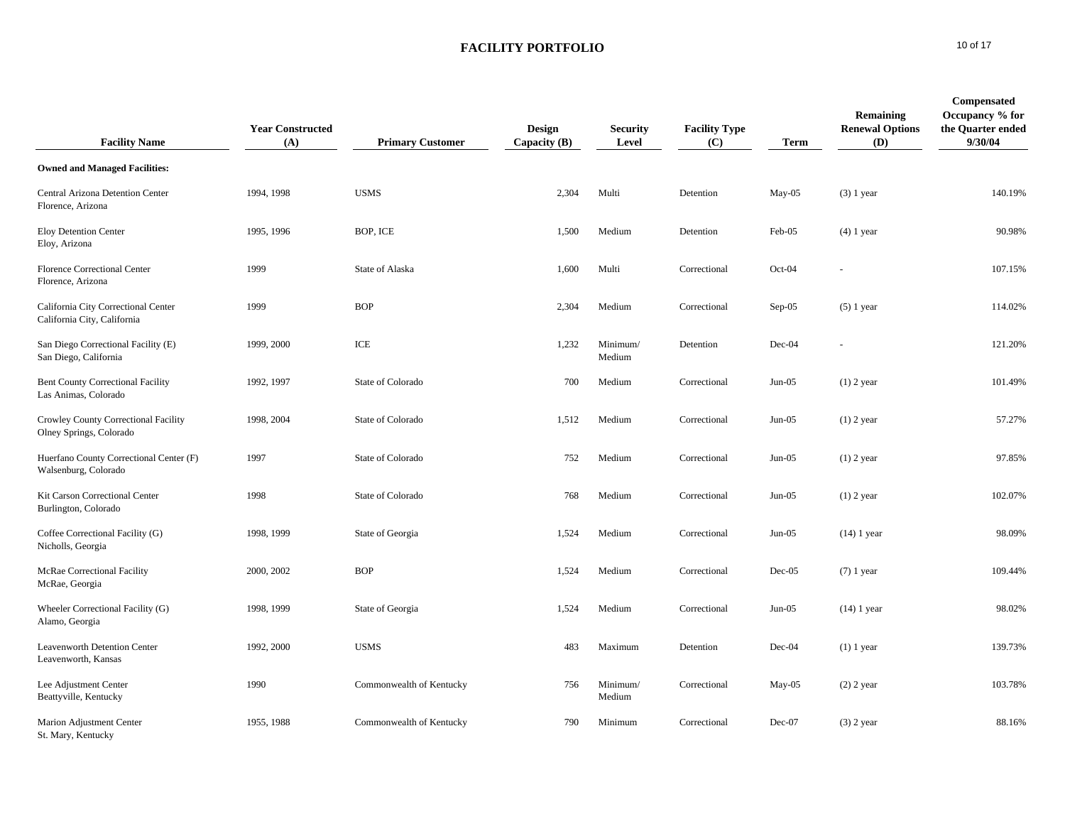# FACILITY PORTFOLIO

| Facility Name | Year Constructed (A) | Primary Customer | Design Capacity (B) | Security Level | Facility Type (C) | Term | Remaining Renewal Options (D) | Compensated Occupancy % for the Quarter ended 9/30/04 |
|---|---|---|---|---|---|---|---|---|
| **Owned and Managed Facilities:** | | | | | | | | |
| Central Arizona Detention Center<br>Florence, Arizona | 1994, 1998 | USMS | 2,304 | Multi | Detention | May-05 | (3) 1 year | 140.19% |
| Eloy Detention Center<br>Eloy, Arizona | 1995, 1996 | BOP, ICE | 1,500 | Medium | Detention | Feb-05 | (4) 1 year | 90.98% |
| Florence Correctional Center<br>Florence, Arizona | 1999 | State of Alaska | 1,600 | Multi | Correctional | Oct-04 | - | 107.15% |
| California City Correctional Center<br>California City, California | 1999 | BOP | 2,304 | Medium | Correctional | Sep-05 | (5) 1 year | 114.02% |
| San Diego Correctional Facility (E)<br>San Diego, California | 1999, 2000 | ICE | 1,232 | Minimum/ Medium | Detention | Dec-04 | - | 121.20% |
| Bent County Correctional Facility<br>Las Animas, Colorado | 1992, 1997 | State of Colorado | 700 | Medium | Correctional | Jun-05 | (1) 2 year | 101.49% |
| Crowley County Correctional Facility<br>Olney Springs, Colorado | 1998, 2004 | State of Colorado | 1,512 | Medium | Correctional | Jun-05 | (1) 2 year | 57.27% |
| Huerfano County Correctional Center (F)<br>Walsenburg, Colorado | 1997 | State of Colorado | 752 | Medium | Correctional | Jun-05 | (1) 2 year | 97.85% |
| Kit Carson Correctional Center<br>Burlington, Colorado | 1998 | State of Colorado | 768 | Medium | Correctional | Jun-05 | (1) 2 year | 102.07% |
| Coffee Correctional Facility (G)<br>Nicholls, Georgia | 1998, 1999 | State of Georgia | 1,524 | Medium | Correctional | Jun-05 | (14) 1 year | 98.09% |
| McRae Correctional Facility<br>McRae, Georgia | 2000, 2002 | BOP | 1,524 | Medium | Correctional | Dec-05 | (7) 1 year | 109.44% |
| Wheeler Correctional Facility (G)<br>Alamo, Georgia | 1998, 1999 | State of Georgia | 1,524 | Medium | Correctional | Jun-05 | (14) 1 year | 98.02% |
| Leavenworth Detention Center<br>Leavenworth, Kansas | 1992, 2000 | USMS | 483 | Maximum | Detention | Dec-04 | (1) 1 year | 139.73% |
| Lee Adjustment Center<br>Beattyville, Kentucky | 1990 | Commonwealth of Kentucky | 756 | Minimum/ Medium | Correctional | May-05 | (2) 2 year | 103.78% |
| Marion Adjustment Center<br>St. Mary, Kentucky | 1955, 1988 | Commonwealth of Kentucky | 790 | Minimum | Correctional | Dec-07 | (3) 2 year | 88.16% |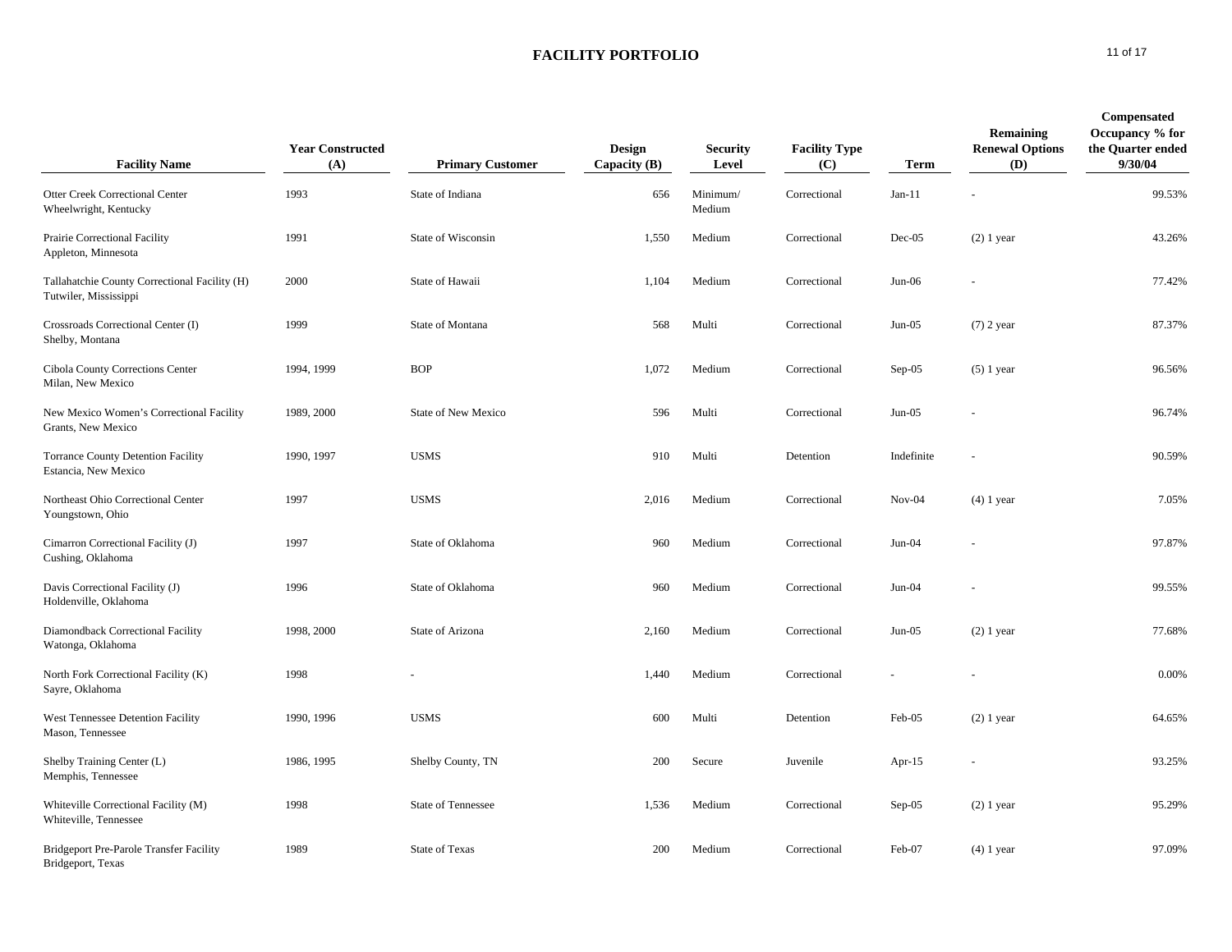# FACILITY PORTFOLIO

| Facility Name | Year Constructed (A) | Primary Customer | Design Capacity (B) | Security Level | Facility Type (C) | Term | Remaining Renewal Options (D) | Compensated Occupancy % for the Quarter ended 9/30/04 |
|---|---|---|---|---|---|---|---|---|
| Otter Creek Correctional Center<br>Wheelwright, Kentucky | 1993 | State of Indiana | 656 | Minimum/ Medium | Correctional | Jan-11 | - | 99.53% |
| Prairie Correctional Facility<br>Appleton, Minnesota | 1991 | State of Wisconsin | 1,550 | Medium | Correctional | Dec-05 | (2) 1 year | 43.26% |
| Tallahatchie County Correctional Facility (H)<br>Tutwiler, Mississippi | 2000 | State of Hawaii | 1,104 | Medium | Correctional | Jun-06 | - | 77.42% |
| Crossroads Correctional Center (I)<br>Shelby, Montana | 1999 | State of Montana | 568 | Multi | Correctional | Jun-05 | (7) 2 year | 87.37% |
| Cibola County Corrections Center<br>Milan, New Mexico | 1994, 1999 | BOP | 1,072 | Medium | Correctional | Sep-05 | (5) 1 year | 96.56% |
| New Mexico Women's Correctional Facility<br>Grants, New Mexico | 1989, 2000 | State of New Mexico | 596 | Multi | Correctional | Jun-05 | - | 96.74% |
| Torrance County Detention Facility<br>Estancia, New Mexico | 1990, 1997 | USMS | 910 | Multi | Detention | Indefinite | - | 90.59% |
| Northeast Ohio Correctional Center<br>Youngstown, Ohio | 1997 | USMS | 2,016 | Medium | Correctional | Nov-04 | (4) 1 year | 7.05% |
| Cimarron Correctional Facility (J)<br>Cushing, Oklahoma | 1997 | State of Oklahoma | 960 | Medium | Correctional | Jun-04 | - | 97.87% |
| Davis Correctional Facility (J)<br>Holdenville, Oklahoma | 1996 | State of Oklahoma | 960 | Medium | Correctional | Jun-04 | - | 99.55% |
| Diamondback Correctional Facility<br>Watonga, Oklahoma | 1998, 2000 | State of Arizona | 2,160 | Medium | Correctional | Jun-05 | (2) 1 year | 77.68% |
| North Fork Correctional Facility (K)<br>Sayre, Oklahoma | 1998 | - | 1,440 | Medium | Correctional | - | - | 0.00% |
| West Tennessee Detention Facility<br>Mason, Tennessee | 1990, 1996 | USMS | 600 | Multi | Detention | Feb-05 | (2) 1 year | 64.65% |
| Shelby Training Center (L)<br>Memphis, Tennessee | 1986, 1995 | Shelby County, TN | 200 | Secure | Juvenile | Apr-15 | - | 93.25% |
| Whiteville Correctional Facility (M)<br>Whiteville, Tennessee | 1998 | State of Tennessee | 1,536 | Medium | Correctional | Sep-05 | (2) 1 year | 95.29% |
| Bridgeport Pre-Parole Transfer Facility<br>Bridgeport, Texas | 1989 | State of Texas | 200 | Medium | Correctional | Feb-07 | (4) 1 year | 97.09% |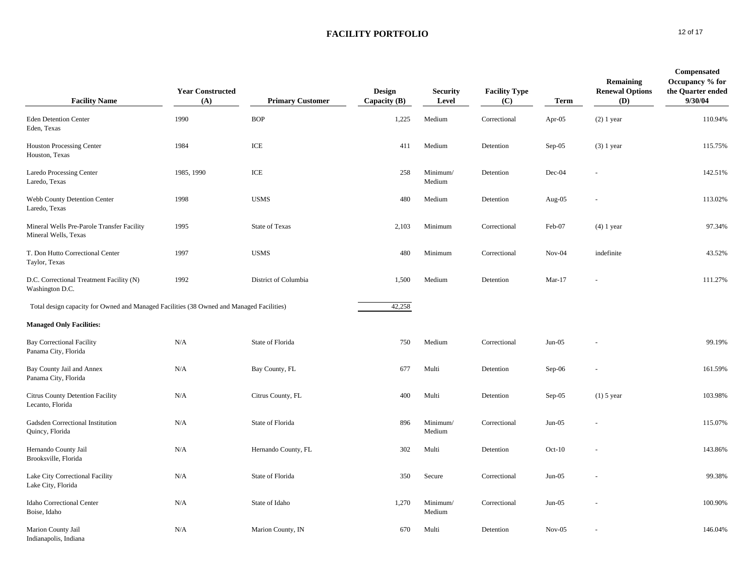# FACILITY PORTFOLIO

| Facility Name | Year Constructed (A) | Primary Customer | Design Capacity (B) | Security Level | Facility Type (C) | Term | Remaining Renewal Options (D) | Compensated Occupancy % for the Quarter ended 9/30/04 |
|---|---|---|---|---|---|---|---|---|
| Eden Detention Center<br>Eden, Texas | 1990 | BOP | 1,225 | Medium | Correctional | Apr-05 | (2) 1 year | 110.94% |
| Houston Processing Center<br>Houston, Texas | 1984 | ICE | 411 | Medium | Detention | Sep-05 | (3) 1 year | 115.75% |
| Laredo Processing Center<br>Laredo, Texas | 1985, 1990 | ICE | 258 | Minimum/ Medium | Detention | Dec-04 | - | 142.51% |
| Webb County Detention Center<br>Laredo, Texas | 1998 | USMS | 480 | Medium | Detention | Aug-05 | - | 113.02% |
| Mineral Wells Pre-Parole Transfer Facility<br>Mineral Wells, Texas | 1995 | State of Texas | 2,103 | Minimum | Correctional | Feb-07 | (4) 1 year | 97.34% |
| T. Don Hutto Correctional Center<br>Taylor, Texas | 1997 | USMS | 480 | Minimum | Correctional | Nov-04 | indefinite | 43.52% |
| D.C. Correctional Treatment Facility (N)<br>Washington D.C. | 1992 | District of Columbia | 1,500 | Medium | Detention | Mar-17 | - | 111.27% |
| Total design capacity for Owned and Managed Facilities (38 Owned and Managed Facilities) | | | 42,258 | | | | | |
| **Managed Only Facilities:** | | | | | | | | |
| Bay Correctional Facility<br>Panama City, Florida | N/A | State of Florida | 750 | Medium | Correctional | Jun-05 | - | 99.19% |
| Bay County Jail and Annex<br>Panama City, Florida | N/A | Bay County, FL | 677 | Multi | Detention | Sep-06 | - | 161.59% |
| Citrus County Detention Facility<br>Lecanto, Florida | N/A | Citrus County, FL | 400 | Multi | Detention | Sep-05 | (1) 5 year | 103.98% |
| Gadsden Correctional Institution<br>Quincy, Florida | N/A | State of Florida | 896 | Minimum/ Medium | Correctional | Jun-05 | - | 115.07% |
| Hernando County Jail<br>Brooksville, Florida | N/A | Hernando County, FL | 302 | Multi | Detention | Oct-10 | - | 143.86% |
| Lake City Correctional Facility<br>Lake City, Florida | N/A | State of Florida | 350 | Secure | Correctional | Jun-05 | - | 99.38% |
| Idaho Correctional Center<br>Boise, Idaho | N/A | State of Idaho | 1,270 | Minimum/ Medium | Correctional | Jun-05 | - | 100.90% |
| Marion County Jail<br>Indianapolis, Indiana | N/A | Marion County, IN | 670 | Multi | Detention | Nov-05 | - | 146.04% |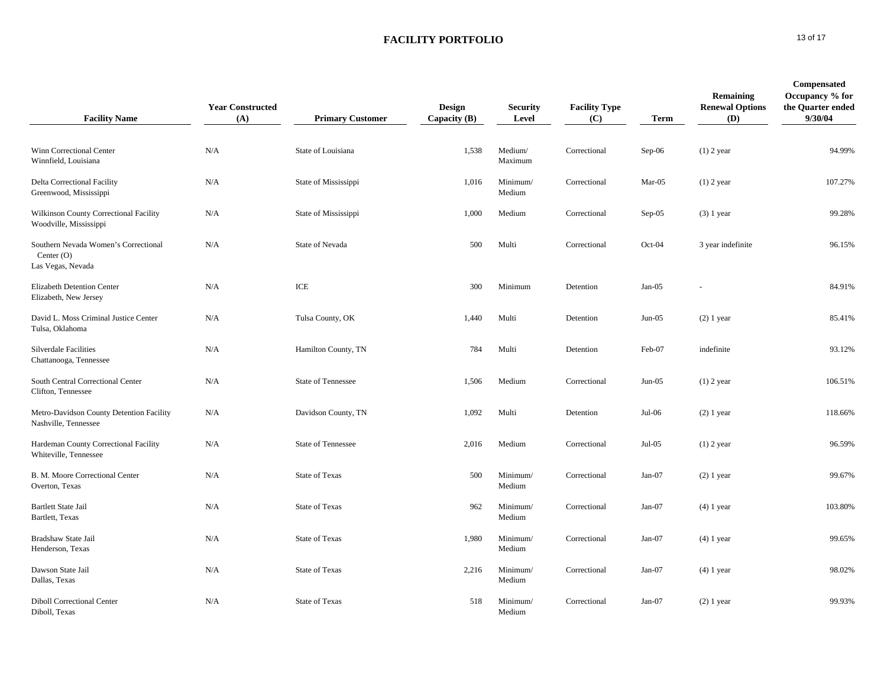# FACILITY PORTFOLIO

| Facility Name | Year Constructed (A) | Primary Customer | Design Capacity (B) | Security Level | Facility Type (C) | Term | Remaining Renewal Options (D) | Compensated Occupancy % for the Quarter ended 9/30/04 |
|---|---|---|---|---|---|---|---|---|
| Winn Correctional Center<br>Winnfield, Louisiana | N/A | State of Louisiana | 1,538 | Medium/ Maximum | Correctional | Sep-06 | (1) 2 year | 94.99% |
| Delta Correctional Facility<br>Greenwood, Mississippi | N/A | State of Mississippi | 1,016 | Minimum/ Medium | Correctional | Mar-05 | (1) 2 year | 107.27% |
| Wilkinson County Correctional Facility<br>Woodville, Mississippi | N/A | State of Mississippi | 1,000 | Medium | Correctional | Sep-05 | (3) 1 year | 99.28% |
| Southern Nevada Women's Correctional Center (O)<br>Las Vegas, Nevada | N/A | State of Nevada | 500 | Multi | Correctional | Oct-04 | 3 year indefinite | 96.15% |
| Elizabeth Detention Center<br>Elizabeth, New Jersey | N/A | ICE | 300 | Minimum | Detention | Jan-05 | - | 84.91% |
| David L. Moss Criminal Justice Center<br>Tulsa, Oklahoma | N/A | Tulsa County, OK | 1,440 | Multi | Detention | Jun-05 | (2) 1 year | 85.41% |
| Silverdale Facilities<br>Chattanooga, Tennessee | N/A | Hamilton County, TN | 784 | Multi | Detention | Feb-07 | indefinite | 93.12% |
| South Central Correctional Center<br>Clifton, Tennessee | N/A | State of Tennessee | 1,506 | Medium | Correctional | Jun-05 | (1) 2 year | 106.51% |
| Metro-Davidson County Detention Facility<br>Nashville, Tennessee | N/A | Davidson County, TN | 1,092 | Multi | Detention | Jul-06 | (2) 1 year | 118.66% |
| Hardeman County Correctional Facility<br>Whiteville, Tennessee | N/A | State of Tennessee | 2,016 | Medium | Correctional | Jul-05 | (1) 2 year | 96.59% |
| B. M. Moore Correctional Center<br>Overton, Texas | N/A | State of Texas | 500 | Minimum/ Medium | Correctional | Jan-07 | (2) 1 year | 99.67% |
| Bartlett State Jail<br>Bartlett, Texas | N/A | State of Texas | 962 | Minimum/ Medium | Correctional | Jan-07 | (4) 1 year | 103.80% |
| Bradshaw State Jail<br>Henderson, Texas | N/A | State of Texas | 1,980 | Minimum/ Medium | Correctional | Jan-07 | (4) 1 year | 99.65% |
| Dawson State Jail<br>Dallas, Texas | N/A | State of Texas | 2,216 | Minimum/ Medium | Correctional | Jan-07 | (4) 1 year | 98.02% |
| Diboll Correctional Center<br>Diboll, Texas | N/A | State of Texas | 518 | Minimum/ Medium | Correctional | Jan-07 | (2) 1 year | 99.93% |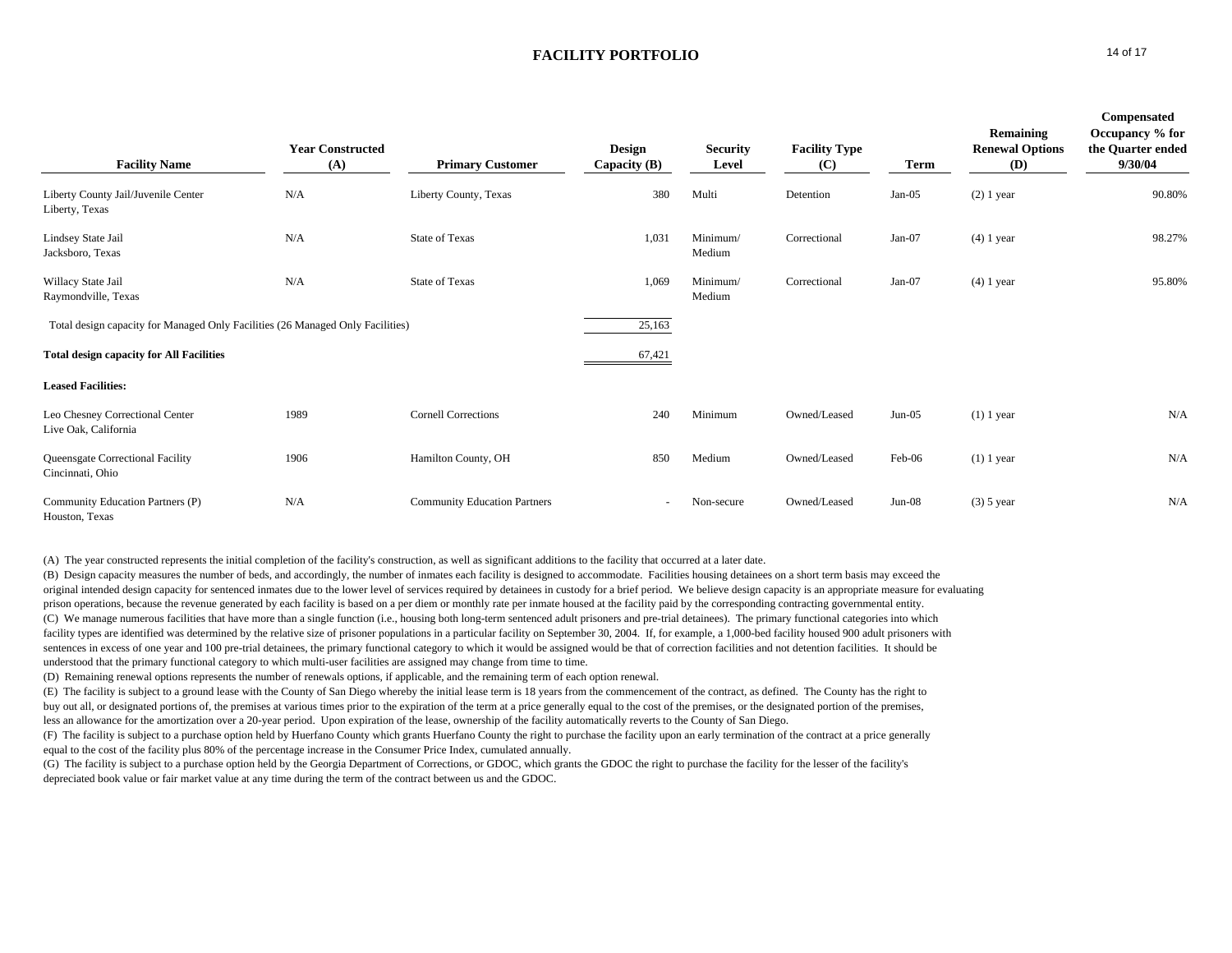# FACILITY PORTFOLIO

| Facility Name | Year Constructed (A) | Primary Customer | Design Capacity (B) | Security Level | Facility Type (C) | Term | Remaining Renewal Options (D) | Compensated Occupancy % for the Quarter ended 9/30/04 |
|---|---|---|---|---|---|---|---|---|
| Liberty County Jail/Juvenile Center Liberty, Texas | N/A | Liberty County, Texas | 380 | Multi | Detention | Jan-05 | (2) 1 year | 90.80% |
| Lindsey State Jail Jacksboro, Texas | N/A | State of Texas | 1,031 | Minimum/ Medium | Correctional | Jan-07 | (4) 1 year | 98.27% |
| Willacy State Jail Raymondville, Texas | N/A | State of Texas | 1,069 | Minimum/ Medium | Correctional | Jan-07 | (4) 1 year | 95.80% |
| Total design capacity for Managed Only Facilities (26 Managed Only Facilities) | | | 25,163 | | | | | |
| **Total design capacity for All Facilities** | | | 67,421 | | | | | |
| **Leased Facilities:** | | | | | | | | |
| Leo Chesney Correctional Center Live Oak, California | 1989 | Cornell Corrections | 240 | Minimum | Owned/Leased | Jun-05 | (1) 1 year | N/A |
| Queensgate Correctional Facility Cincinnati, Ohio | 1906 | Hamilton County, OH | 850 | Medium | Owned/Leased | Feb-06 | (1) 1 year | N/A |
| Community Education Partners (P) Houston, Texas | N/A | Community Education Partners | - | Non-secure | Owned/Leased | Jun-08 | (3) 5 year | N/A |

(A) The year constructed represents the initial completion of the facility's construction, as well as significant additions to the facility that occurred at a later date.

(B) Design capacity measures the number of beds, and accordingly, the number of inmates each facility is designed to accommodate. Facilities housing detainees on a short term basis may exceed the original intended design capacity for sentenced inmates due to the lower level of services required by detainees in custody for a brief period. We believe design capacity is an appropriate measure for evaluating prison operations, because the revenue generated by each facility is based on a per diem or monthly rate per inmate housed at the facility paid by the corresponding contracting governmental entity.

(C) We manage numerous facilities that have more than a single function (i.e., housing both long-term sentenced adult prisoners and pre-trial detainees). The primary functional categories into which facility types are identified was determined by the relative size of prisoner populations in a particular facility on September 30, 2004. If, for example, a 1,000-bed facility housed 900 adult prisoners with sentences in excess of one year and 100 pre-trial detainees, the primary functional category to which it would be assigned would be that of correction facilities and not detention facilities. It should be understood that the primary functional category to which multi-user facilities are assigned may change from time to time.

(D) Remaining renewal options represents the number of renewals options, if applicable, and the remaining term of each option renewal.

(E) The facility is subject to a ground lease with the County of San Diego whereby the initial lease term is 18 years from the commencement of the contract, as defined. The County has the right to buy out all, or designated portions of, the premises at various times prior to the expiration of the term at a price generally equal to the cost of the premises, or the designated portion of the premises, less an allowance for the amortization over a 20-year period. Upon expiration of the lease, ownership of the facility automatically reverts to the County of San Diego.

(F) The facility is subject to a purchase option held by Huerfano County which grants Huerfano County the right to purchase the facility upon an early termination of the contract at a price generally equal to the cost of the facility plus 80% of the percentage increase in the Consumer Price Index, cumulated annually.

(G) The facility is subject to a purchase option held by the Georgia Department of Corrections, or GDOC, which grants the GDOC the right to purchase the facility for the lesser of the facility's depreciated book value or fair market value at any time during the term of the contract between us and the GDOC.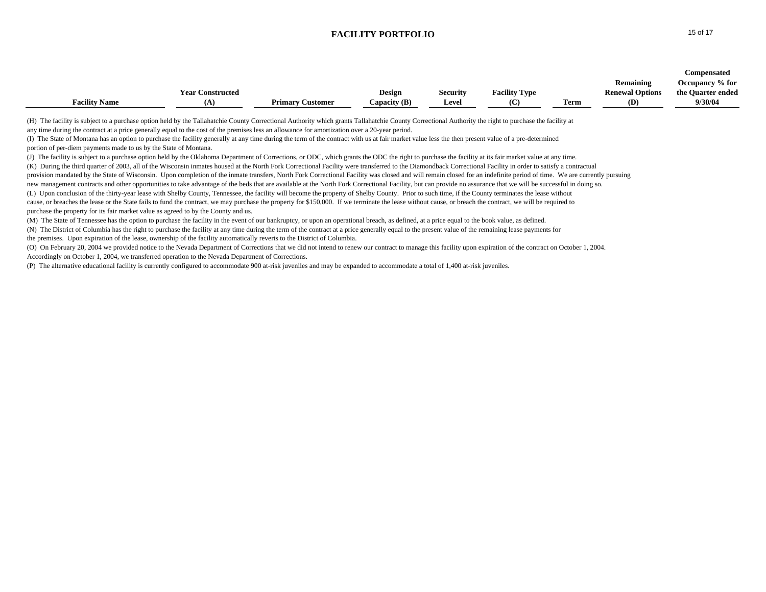# FACILITY PORTFOLIO

| Facility Name | Year Constructed (A) | Primary Customer | Design Capacity (B) | Security Level | Facility Type (C) | Term | Remaining Renewal Options (D) | Compensated Occupancy % for the Quarter ended 9/30/04 |
|---|---|---|---|---|---|---|---|---|

(H) The facility is subject to a purchase option held by the Tallahatchie County Correctional Authority which grants Tallahatchie County Correctional Authority the right to purchase the facility at any time during the contract at a price generally equal to the cost of the premises less an allowance for amortization over a 20-year period.

(I) The State of Montana has an option to purchase the facility generally at any time during the term of the contract with us at fair market value less the then present value of a pre-determined portion of per-diem payments made to us by the State of Montana.

(J) The facility is subject to a purchase option held by the Oklahoma Department of Corrections, or ODC, which grants the ODC the right to purchase the facility at its fair market value at any time.

(K) During the third quarter of 2003, all of the Wisconsin inmates housed at the North Fork Correctional Facility were transferred to the Diamondback Correctional Facility in order to satisfy a contractual provision mandated by the State of Wisconsin. Upon completion of the inmate transfers, North Fork Correctional Facility was closed and will remain closed for an indefinite period of time. We are currently pursuing new management contracts and other opportunities to take advantage of the beds that are available at the North Fork Correctional Facility, but can provide no assurance that we will be successful in doing so.

(L) Upon conclusion of the thirty-year lease with Shelby County, Tennessee, the facility will become the property of Shelby County. Prior to such time, if the County terminates the lease without cause, or breaches the lease or the State fails to fund the contract, we may purchase the property for $150,000. If we terminate the lease without cause, or breach the contract, we will be required to purchase the property for its fair market value as agreed to by the County and us.

(M) The State of Tennessee has the option to purchase the facility in the event of our bankruptcy, or upon an operational breach, as defined, at a price equal to the book value, as defined.

(N) The District of Columbia has the right to purchase the facility at any time during the term of the contract at a price generally equal to the present value of the remaining lease payments for the premises. Upon expiration of the lease, ownership of the facility automatically reverts to the District of Columbia.

(O) On February 20, 2004 we provided notice to the Nevada Department of Corrections that we did not intend to renew our contract to manage this facility upon expiration of the contract on October 1, 2004. Accordingly on October 1, 2004, we transferred operation to the Nevada Department of Corrections.

(P) The alternative educational facility is currently configured to accommodate 900 at-risk juveniles and may be expanded to accommodate a total of 1,400 at-risk juveniles.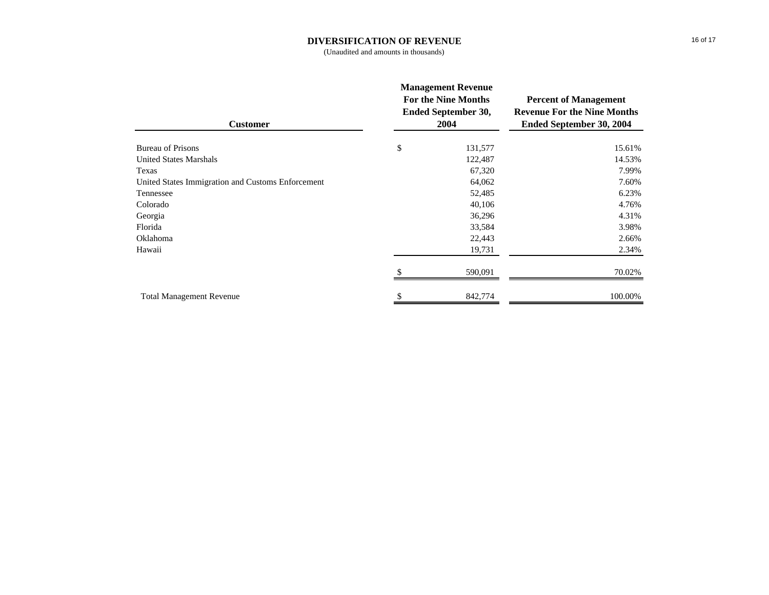# DIVERSIFICATION OF REVENUE

(Unaudited and amounts in thousands)

| Customer | Management Revenue For the Nine Months Ended September 30, 2004 | Percent of Management Revenue For the Nine Months Ended September 30, 2004 |
|---|---|---|
| Bureau of Prisons | $ 131,577 | 15.61% |
| United States Marshals | 122,487 | 14.53% |
| Texas | 67,320 | 7.99% |
| United States Immigration and Customs Enforcement | 64,062 | 7.60% |
| Tennessee | 52,485 | 6.23% |
| Colorado | 40,106 | 4.76% |
| Georgia | 36,296 | 4.31% |
| Florida | 33,584 | 3.98% |
| Oklahoma | 22,443 | 2.66% |
| Hawaii | 19,731 | 2.34% |
| | $ 590,091 | 70.02% |
| Total Management Revenue | $ 842,774 | 100.00% |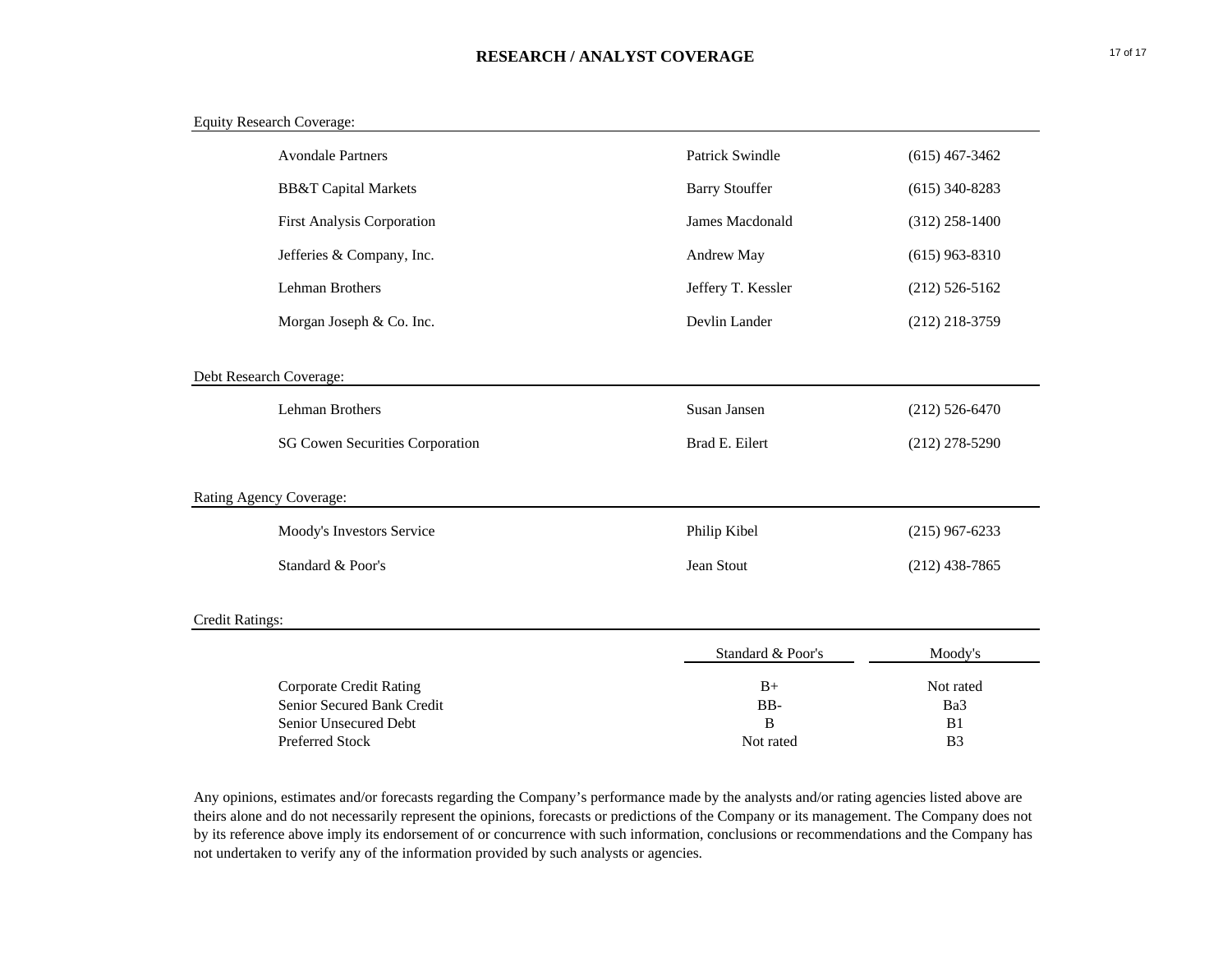# RESEARCH / ANALYST COVERAGE

Equity Research Coverage:

| | | |
|---|---|---|
| Avondale Partners | Patrick Swindle | (615) 467-3462 |
| BB&T Capital Markets | Barry Stouffer | (615) 340-8283 |
| First Analysis Corporation | James Macdonald | (312) 258-1400 |
| Jefferies & Company, Inc. | Andrew May | (615) 963-8310 |
| Lehman Brothers | Jeffery T. Kessler | (212) 526-5162 |
| Morgan Joseph & Co. Inc. | Devlin Lander | (212) 218-3759 |

Debt Research Coverage:

| | | |
|---|---|---|
| Lehman Brothers | Susan Jansen | (212) 526-6470 |
| SG Cowen Securities Corporation | Brad E. Eilert | (212) 278-5290 |

Rating Agency Coverage:

| | | |
|---|---|---|
| Moody's Investors Service | Philip Kibel | (215) 967-6233 |
| Standard & Poor's | Jean Stout | (212) 438-7865 |

Credit Ratings:

| | Standard & Poor's | Moody's |
|---|---|---|
| Corporate Credit Rating | B+ | Not rated |
| Senior Secured Bank Credit | BB- | Ba3 |
| Senior Unsecured Debt | B | B1 |
| Preferred Stock | Not rated | B3 |

Any opinions, estimates and/or forecasts regarding the Company's performance made by the analysts and/or rating agencies listed above are theirs alone and do not necessarily represent the opinions, forecasts or predictions of the Company or its management. The Company does not by its reference above imply its endorsement of or concurrence with such information, conclusions or recommendations and the Company has not undertaken to verify any of the information provided by such analysts or agencies.